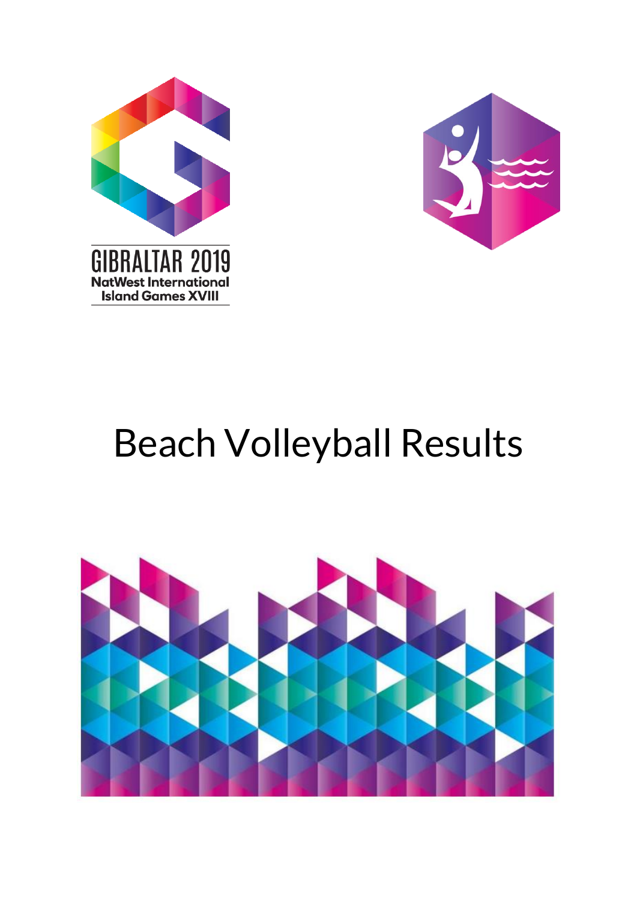GIBRALTAR 2019

NatWest International Island Games XVIII

# Beach Volleyball Results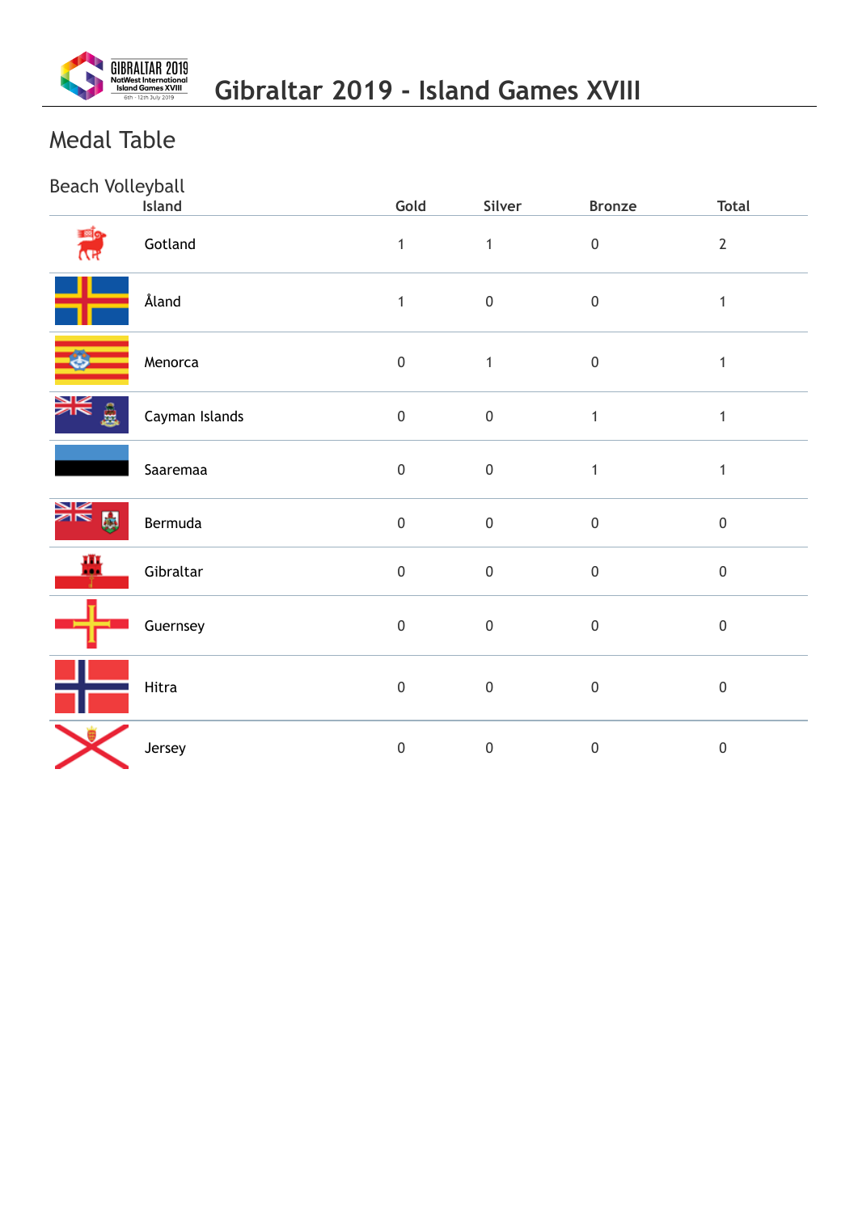# Gibraltar 2019 - Island Games XVIII

## Medal Table

### Beach Volleyball

| Island | Gold | Silver | Bronze | Total |
|---|---|---|---|---|
| Gotland | 1 | 1 | 0 | 2 |
| Åland | 1 | 0 | 0 | 1 |
| Menorca | 0 | 1 | 0 | 1 |
| Cayman Islands | 0 | 0 | 1 | 1 |
| Saaremaa | 0 | 0 | 1 | 1 |
| Bermuda | 0 | 0 | 0 | 0 |
| Gibraltar | 0 | 0 | 0 | 0 |
| Guernsey | 0 | 0 | 0 | 0 |
| Hitra | 0 | 0 | 0 | 0 |
| Jersey | 0 | 0 | 0 | 0 |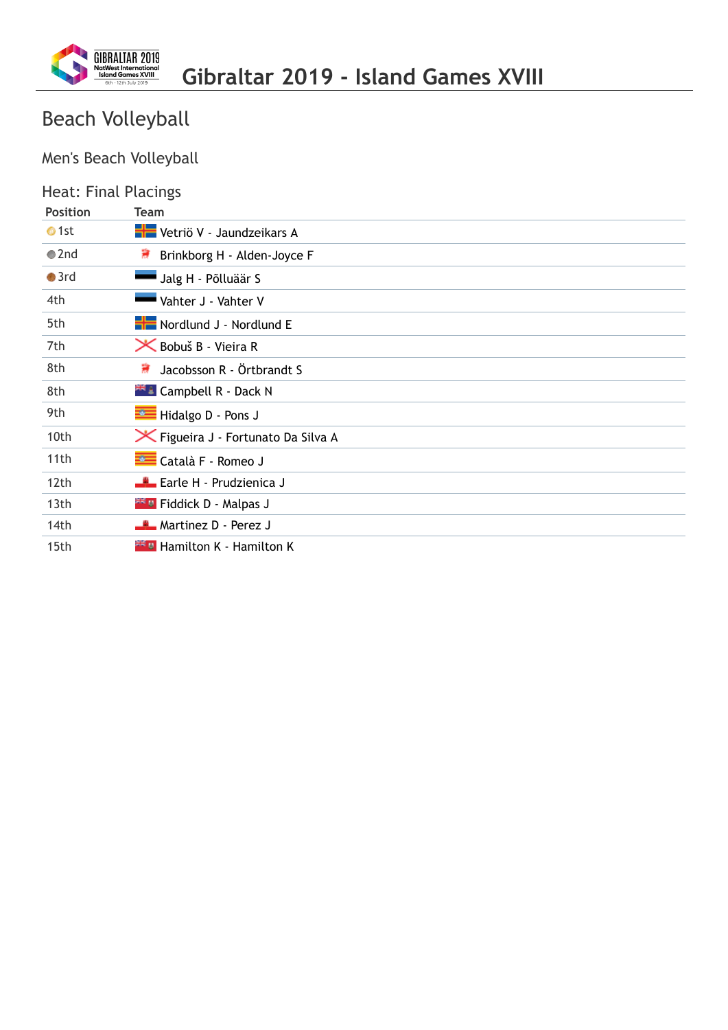# Gibraltar 2019 - Island Games XVIII

## Beach Volleyball

### Men's Beach Volleyball

### Heat: Final Placings

| Position | Team |
|---|---|
| 1st | Vetriö V - Jaundzeikars A |
| 2nd | Brinkborg H - Alden-Joyce F |
| 3rd | Jalg H - Põlluäär S |
| 4th | Vahter J - Vahter V |
| 5th | Nordlund J - Nordlund E |
| 7th | Bobuš B - Vieira R |
| 8th | Jacobsson R - Örtbrandt S |
| 8th | Campbell R - Dack N |
| 9th | Hidalgo D - Pons J |
| 10th | Figueira J - Fortunato Da Silva A |
| 11th | Català F - Romeo J |
| 12th | Earle H - Prudzienica J |
| 13th | Fiddick D - Malpas J |
| 14th | Martinez D - Perez J |
| 15th | Hamilton K - Hamilton K |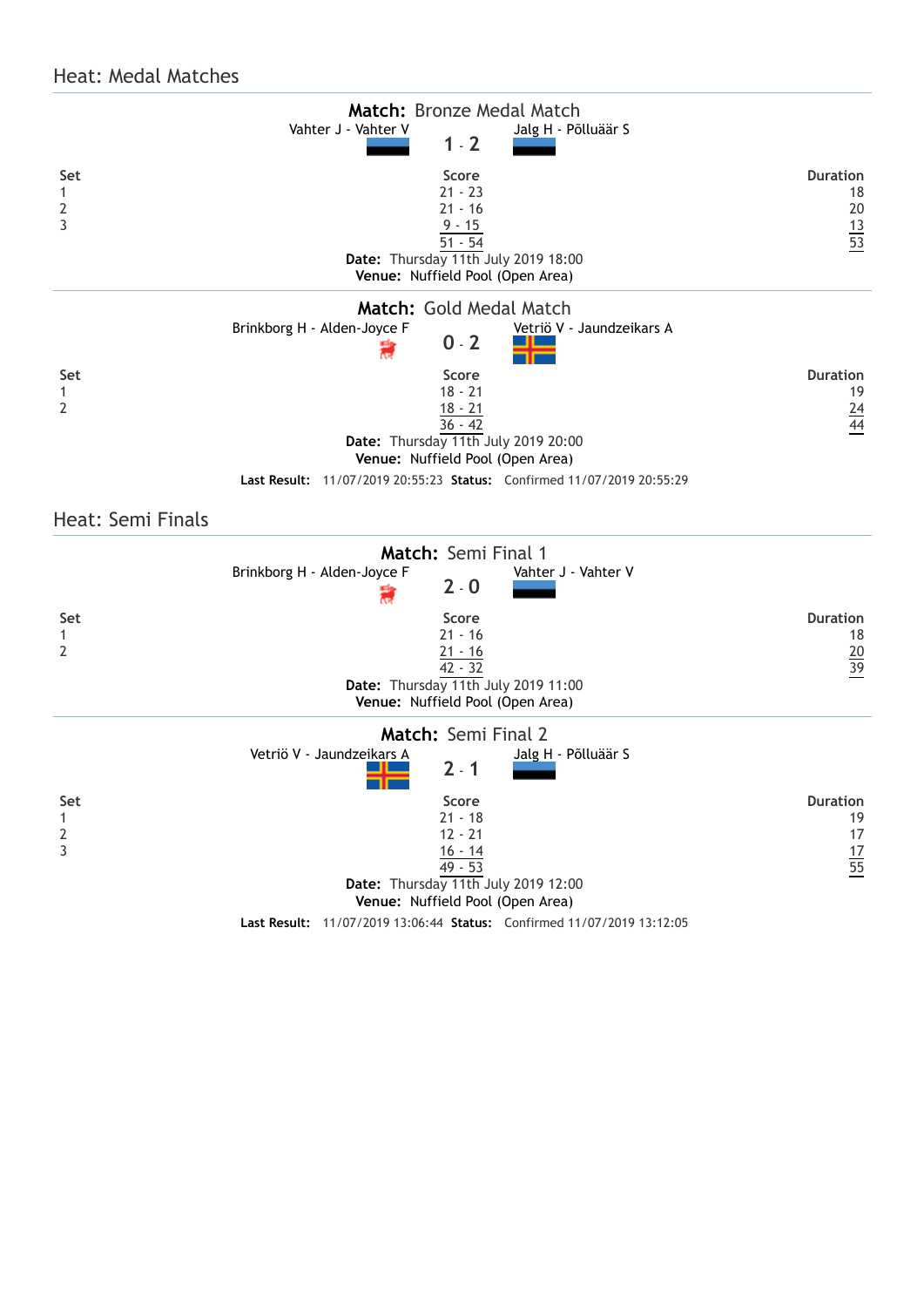## Heat: Medal Matches

**Match:** Bronze Medal Match

Vahter J - Vahter V **1 - 2** Jalg H - Põlluäär S

| Set | Score | Duration |
|---|---|---|
| 1 | 21 - 23 | 18 |
| 2 | 21 - 16 | 20 |
| 3 | 9 - 15 | 13 |
| | 51 - 54 | 53 |

**Date:** Thursday 11th July 2019 18:00
**Venue:** Nuffield Pool (Open Area)

**Match:** Gold Medal Match

Brinkborg H - Alden-Joyce F **0 - 2** Vetriö V - Jaundzeikars A

| Set | Score | Duration |
|---|---|---|
| 1 | 18 - 21 | 19 |
| 2 | 18 - 21 | 24 |
| | 36 - 42 | 44 |

**Date:** Thursday 11th July 2019 20:00
**Venue:** Nuffield Pool (Open Area)

**Last Result:** 11/07/2019 20:55:23 **Status:** Confirmed 11/07/2019 20:55:29

## Heat: Semi Finals

**Match:** Semi Final 1

Brinkborg H - Alden-Joyce F **2 - 0** Vahter J - Vahter V

| Set | Score | Duration |
|---|---|---|
| 1 | 21 - 16 | 18 |
| 2 | 21 - 16 | 20 |
| | 42 - 32 | 39 |

**Date:** Thursday 11th July 2019 11:00
**Venue:** Nuffield Pool (Open Area)

**Match:** Semi Final 2

Vetriö V - Jaundzeikars A **2 - 1** Jalg H - Põlluäär S

| Set | Score | Duration |
|---|---|---|
| 1 | 21 - 18 | 19 |
| 2 | 12 - 21 | 17 |
| 3 | 16 - 14 | 17 |
| | 49 - 53 | 55 |

**Date:** Thursday 11th July 2019 12:00
**Venue:** Nuffield Pool (Open Area)

**Last Result:** 11/07/2019 13:06:44 **Status:** Confirmed 11/07/2019 13:12:05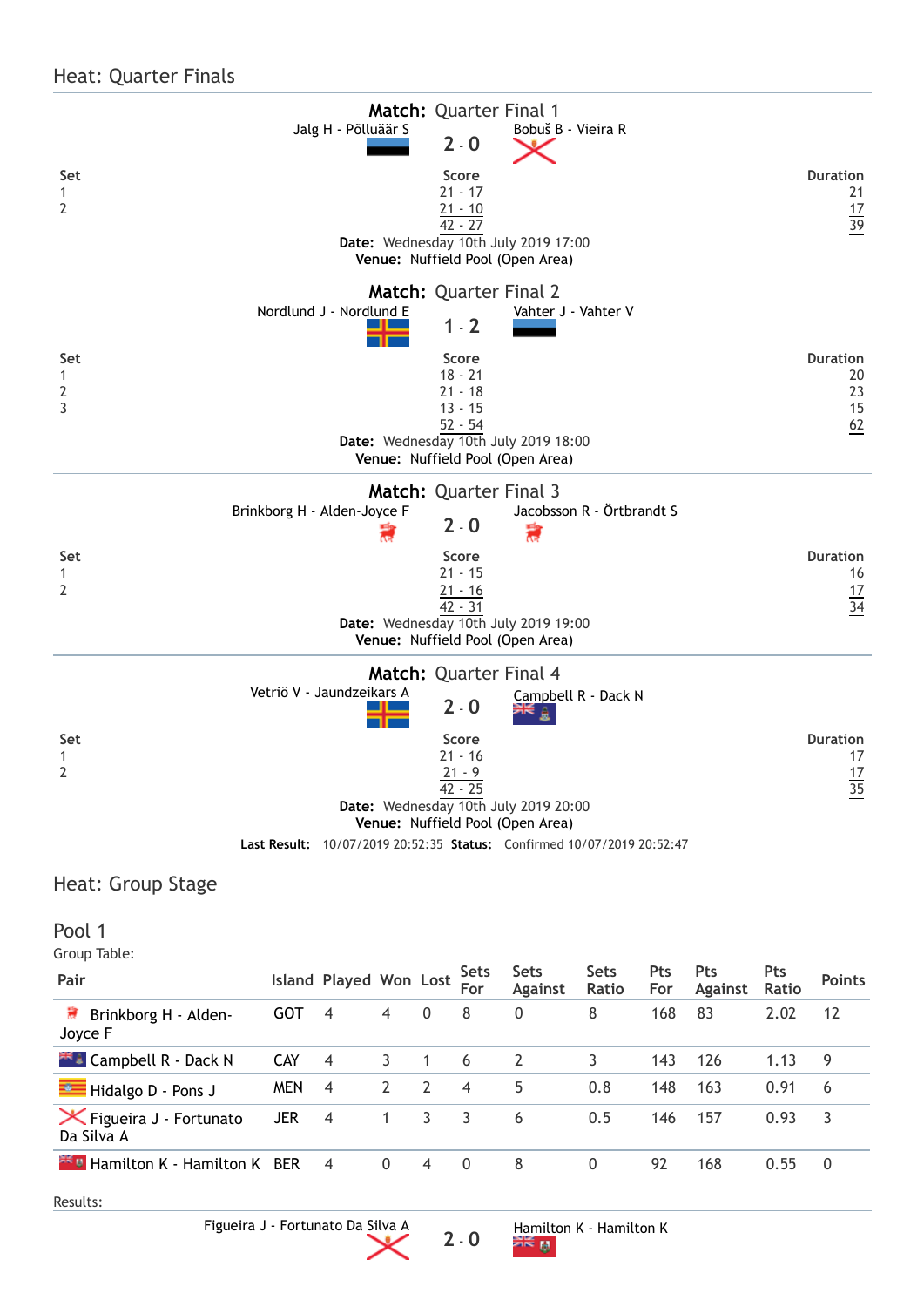## Heat: Quarter Finals

### Match: Quarter Final 1

Jalg H - Põlluäär S **2 - 0** Bobuš B - Vieira R

| Set | Score | Duration |
|---|---|---|
| 1 | 21 - 17 | 21 |
| 2 | 21 - 10 | 17 |
| | 42 - 27 | 39 |

**Date:** Wednesday 10th July 2019 17:00
**Venue:** Nuffield Pool (Open Area)

### Match: Quarter Final 2

Nordlund J - Nordlund E **1 - 2** Vahter J - Vahter V

| Set | Score | Duration |
|---|---|---|
| 1 | 18 - 21 | 20 |
| 2 | 21 - 18 | 23 |
| 3 | 13 - 15 | 15 |
| | 52 - 54 | 62 |

**Date:** Wednesday 10th July 2019 18:00
**Venue:** Nuffield Pool (Open Area)

### Match: Quarter Final 3

Brinkborg H - Alden-Joyce F **2 - 0** Jacobsson R - Örtbrandt S

| Set | Score | Duration |
|---|---|---|
| 1 | 21 - 15 | 16 |
| 2 | 21 - 16 | 17 |
| | 42 - 31 | 34 |

**Date:** Wednesday 10th July 2019 19:00
**Venue:** Nuffield Pool (Open Area)

### Match: Quarter Final 4

Vetriö V - Jaundzeikars A **2 - 0** Campbell R - Dack N

| Set | Score | Duration |
|---|---|---|
| 1 | 21 - 16 | 17 |
| 2 | 21 - 9 | 17 |
| | 42 - 25 | 35 |

**Date:** Wednesday 10th July 2019 20:00
**Venue:** Nuffield Pool (Open Area)

**Last Result:** 10/07/2019 20:52:35 **Status:** Confirmed 10/07/2019 20:52:47

## Heat: Group Stage

### Pool 1

Group Table:

| Pair | Island | Played | Won | Lost | Sets For | Sets Against | Sets Ratio | Pts For | Pts Against | Pts Ratio | Points |
|---|---|---|---|---|---|---|---|---|---|---|---|
| Brinkborg H - Alden-Joyce F | GOT | 4 | 4 | 0 | 8 | 0 | 8 | 168 | 83 | 2.02 | 12 |
| Campbell R - Dack N | CAY | 4 | 3 | 1 | 6 | 2 | 3 | 143 | 126 | 1.13 | 9 |
| Hidalgo D - Pons J | MEN | 4 | 2 | 2 | 4 | 5 | 0.8 | 148 | 163 | 0.91 | 6 |
| Figueira J - Fortunato Da Silva A | JER | 4 | 1 | 3 | 3 | 6 | 0.5 | 146 | 157 | 0.93 | 3 |
| Hamilton K - Hamilton K | BER | 4 | 0 | 4 | 0 | 8 | 0 | 92 | 168 | 0.55 | 0 |

Results:

Figueira J - Fortunato Da Silva A **2 - 0** Hamilton K - Hamilton K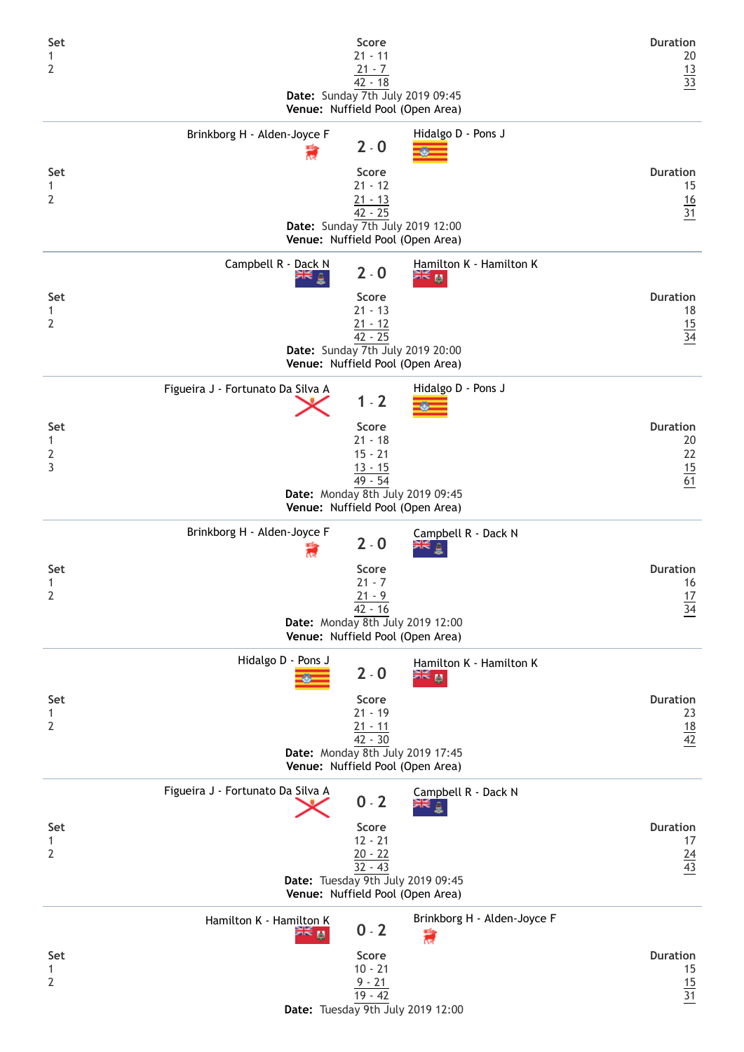| Set | Score | Duration |
|---|---|---|
| 1 | 21 - 11 | 20 |
| 2 | 21 - 7 | 13 |
| | 42 - 18 | 33 |

**Date:** Sunday 7th July 2019 09:45
**Venue:** Nuffield Pool (Open Area)

---

Brinkborg H - Alden-Joyce F **2 - 0** Hidalgo D - Pons J

| Set | Score | Duration |
|---|---|---|
| 1 | 21 - 12 | 15 |
| 2 | 21 - 13 | 16 |
| | 42 - 25 | 31 |

**Date:** Sunday 7th July 2019 12:00
**Venue:** Nuffield Pool (Open Area)

---

Campbell R - Dack N **2 - 0** Hamilton K - Hamilton K

| Set | Score | Duration |
|---|---|---|
| 1 | 21 - 13 | 18 |
| 2 | 21 - 12 | 15 |
| | 42 - 25 | 34 |

**Date:** Sunday 7th July 2019 20:00
**Venue:** Nuffield Pool (Open Area)

---

Figueira J - Fortunato Da Silva A **1 - 2** Hidalgo D - Pons J

| Set | Score | Duration |
|---|---|---|
| 1 | 21 - 18 | 20 |
| 2 | 15 - 21 | 22 |
| 3 | 13 - 15 | 15 |
| | 49 - 54 | 61 |

**Date:** Monday 8th July 2019 09:45
**Venue:** Nuffield Pool (Open Area)

---

Brinkborg H - Alden-Joyce F **2 - 0** Campbell R - Dack N

| Set | Score | Duration |
|---|---|---|
| 1 | 21 - 7 | 16 |
| 2 | 21 - 9 | 17 |
| | 42 - 16 | 34 |

**Date:** Monday 8th July 2019 12:00
**Venue:** Nuffield Pool (Open Area)

---

Hidalgo D - Pons J **2 - 0** Hamilton K - Hamilton K

| Set | Score | Duration |
|---|---|---|
| 1 | 21 - 19 | 23 |
| 2 | 21 - 11 | 18 |
| | 42 - 30 | 42 |

**Date:** Monday 8th July 2019 17:45
**Venue:** Nuffield Pool (Open Area)

---

Figueira J - Fortunato Da Silva A **0 - 2** Campbell R - Dack N

| Set | Score | Duration |
|---|---|---|
| 1 | 12 - 21 | 17 |
| 2 | 20 - 22 | 24 |
| | 32 - 43 | 43 |

**Date:** Tuesday 9th July 2019 09:45
**Venue:** Nuffield Pool (Open Area)

---

Hamilton K - Hamilton K **0 - 2** Brinkborg H - Alden-Joyce F

| Set | Score | Duration |
|---|---|---|
| 1 | 10 - 21 | 15 |
| 2 | 9 - 21 | 15 |
| | 19 - 42 | 31 |

**Date:** Tuesday 9th July 2019 12:00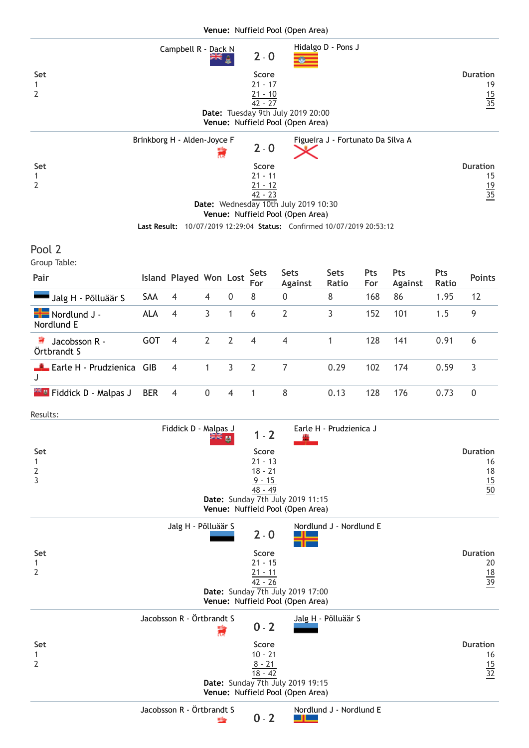**Venue:** Nuffield Pool (Open Area)

| | Campbell R - Dack N | 2 - 0 | Hidalgo D - Pons J | |
|---|---|---|---|---|
| Set | | Score | | Duration |
| 1 | | 21 - 17 | | 19 |
| 2 | | 21 - 10 | | 15 |
| | | 42 - 27 | | 35 |

**Date:** Tuesday 9th July 2019 20:00
**Venue:** Nuffield Pool (Open Area)

| | Brinkborg H - Alden-Joyce F | 2 - 0 | Figueira J - Fortunato Da Silva A | |
|---|---|---|---|---|
| Set | | Score | | Duration |
| 1 | | 21 - 11 | | 15 |
| 2 | | 21 - 12 | | 19 |
| | | 42 - 23 | | 35 |

**Date:** Wednesday 10th July 2019 10:30
**Venue:** Nuffield Pool (Open Area)

**Last Result:** 10/07/2019 12:29:04 **Status:** Confirmed 10/07/2019 20:53:12

## Pool 2

Group Table:

| Pair | Island | Played | Won | Lost | Sets For | Sets Against | Sets Ratio | Pts For | Pts Against | Pts Ratio | Points |
|---|---|---|---|---|---|---|---|---|---|---|---|
| Jalg H - Põlluäär S | SAA | 4 | 4 | 0 | 8 | 0 | 8 | 168 | 86 | 1.95 | 12 |
| Nordlund J - Nordlund E | ALA | 4 | 3 | 1 | 6 | 2 | 3 | 152 | 101 | 1.5 | 9 |
| Jacobsson R - Örtbrandt S | GOT | 4 | 2 | 2 | 4 | 4 | 1 | 128 | 141 | 0.91 | 6 |
| Earle H - Prudzienica J | GIB | 4 | 1 | 3 | 2 | 7 | 0.29 | 102 | 174 | 0.59 | 3 |
| Fiddick D - Malpas J | BER | 4 | 0 | 4 | 1 | 8 | 0.13 | 128 | 176 | 0.73 | 0 |

Results:

| | Fiddick D - Malpas J | 1 - 2 | Earle H - Prudzienica J | |
|---|---|---|---|---|
| Set | | Score | | Duration |
| 1 | | 21 - 13 | | 16 |
| 2 | | 18 - 21 | | 18 |
| 3 | | 9 - 15 | | 15 |
| | | 48 - 49 | | 50 |

**Date:** Sunday 7th July 2019 11:15
**Venue:** Nuffield Pool (Open Area)

| | Jalg H - Põlluäär S | 2 - 0 | Nordlund J - Nordlund E | |
|---|---|---|---|---|
| Set | | Score | | Duration |
| 1 | | 21 - 15 | | 20 |
| 2 | | 21 - 11 | | 18 |
| | | 42 - 26 | | 39 |

**Date:** Sunday 7th July 2019 17:00
**Venue:** Nuffield Pool (Open Area)

| | Jacobsson R - Örtbrandt S | 0 - 2 | Jalg H - Põlluäär S | |
|---|---|---|---|---|
| Set | | Score | | Duration |
| 1 | | 10 - 21 | | 16 |
| 2 | | 8 - 21 | | 15 |
| | | 18 - 42 | | 32 |

**Date:** Sunday 7th July 2019 19:15
**Venue:** Nuffield Pool (Open Area)

| | Jacobsson R - Örtbrandt S | 0 - 2 | Nordlund J - Nordlund E | |
|---|---|---|---|---|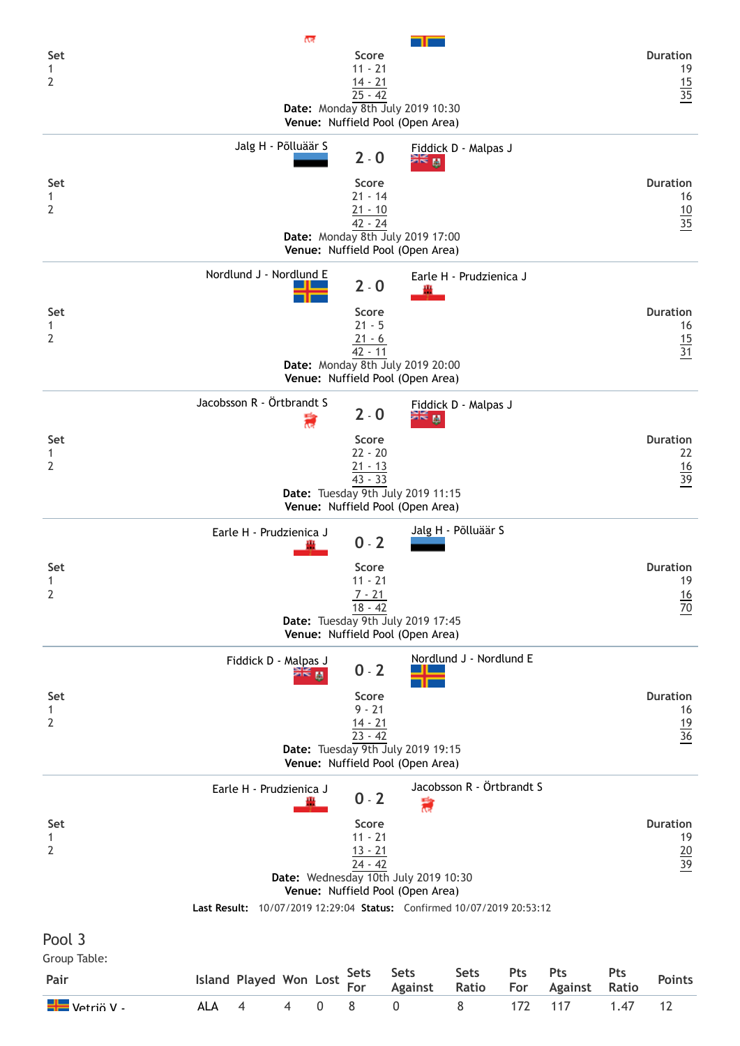| Set | Score | Duration |
|---|---|---|
| 1 | 11 - 21 | 19 |
| 2 | 14 - 21 | 15 |
| | 25 - 42 | 35 |

**Date:** Monday 8th July 2019 10:30
**Venue:** Nuffield Pool (Open Area)

---

Jalg H - Põlluäär S **2 - 0** Fiddick D - Malpas J

| Set | Score | Duration |
|---|---|---|
| 1 | 21 - 14 | 16 |
| 2 | 21 - 10 | 10 |
| | 42 - 24 | 35 |

**Date:** Monday 8th July 2019 17:00
**Venue:** Nuffield Pool (Open Area)

---

Nordlund J - Nordlund E **2 - 0** Earle H - Prudzienica J

| Set | Score | Duration |
|---|---|---|
| 1 | 21 - 5 | 16 |
| 2 | 21 - 6 | 15 |
| | 42 - 11 | 31 |

**Date:** Monday 8th July 2019 20:00
**Venue:** Nuffield Pool (Open Area)

---

Jacobsson R - Örtbrandt S **2 - 0** Fiddick D - Malpas J

| Set | Score | Duration |
|---|---|---|
| 1 | 22 - 20 | 22 |
| 2 | 21 - 13 | 16 |
| | 43 - 33 | 39 |

**Date:** Tuesday 9th July 2019 11:15
**Venue:** Nuffield Pool (Open Area)

---

Earle H - Prudzienica J **0 - 2** Jalg H - Põlluäär S

| Set | Score | Duration |
|---|---|---|
| 1 | 11 - 21 | 19 |
| 2 | 7 - 21 | 16 |
| | 18 - 42 | 70 |

**Date:** Tuesday 9th July 2019 17:45
**Venue:** Nuffield Pool (Open Area)

---

Fiddick D - Malpas J **0 - 2** Nordlund J - Nordlund E

| Set | Score | Duration |
|---|---|---|
| 1 | 9 - 21 | 16 |
| 2 | 14 - 21 | 19 |
| | 23 - 42 | 36 |

**Date:** Tuesday 9th July 2019 19:15
**Venue:** Nuffield Pool (Open Area)

---

Earle H - Prudzienica J **0 - 2** Jacobsson R - Örtbrandt S

| Set | Score | Duration |
|---|---|---|
| 1 | 11 - 21 | 19 |
| 2 | 13 - 21 | 20 |
| | 24 - 42 | 39 |

**Date:** Wednesday 10th July 2019 10:30
**Venue:** Nuffield Pool (Open Area)

**Last Result:** 10/07/2019 12:29:04 **Status:** Confirmed 10/07/2019 20:53:12

## Pool 3

Group Table:

| Pair | Island | Played | Won | Lost | Sets For | Sets Against | Sets Ratio | Pts For | Pts Against | Pts Ratio | Points |
|---|---|---|---|---|---|---|---|---|---|---|---|
| Vetriö V - | ALA | 4 | 4 | 0 | 8 | 0 | 8 | 172 | 117 | 1.47 | 12 |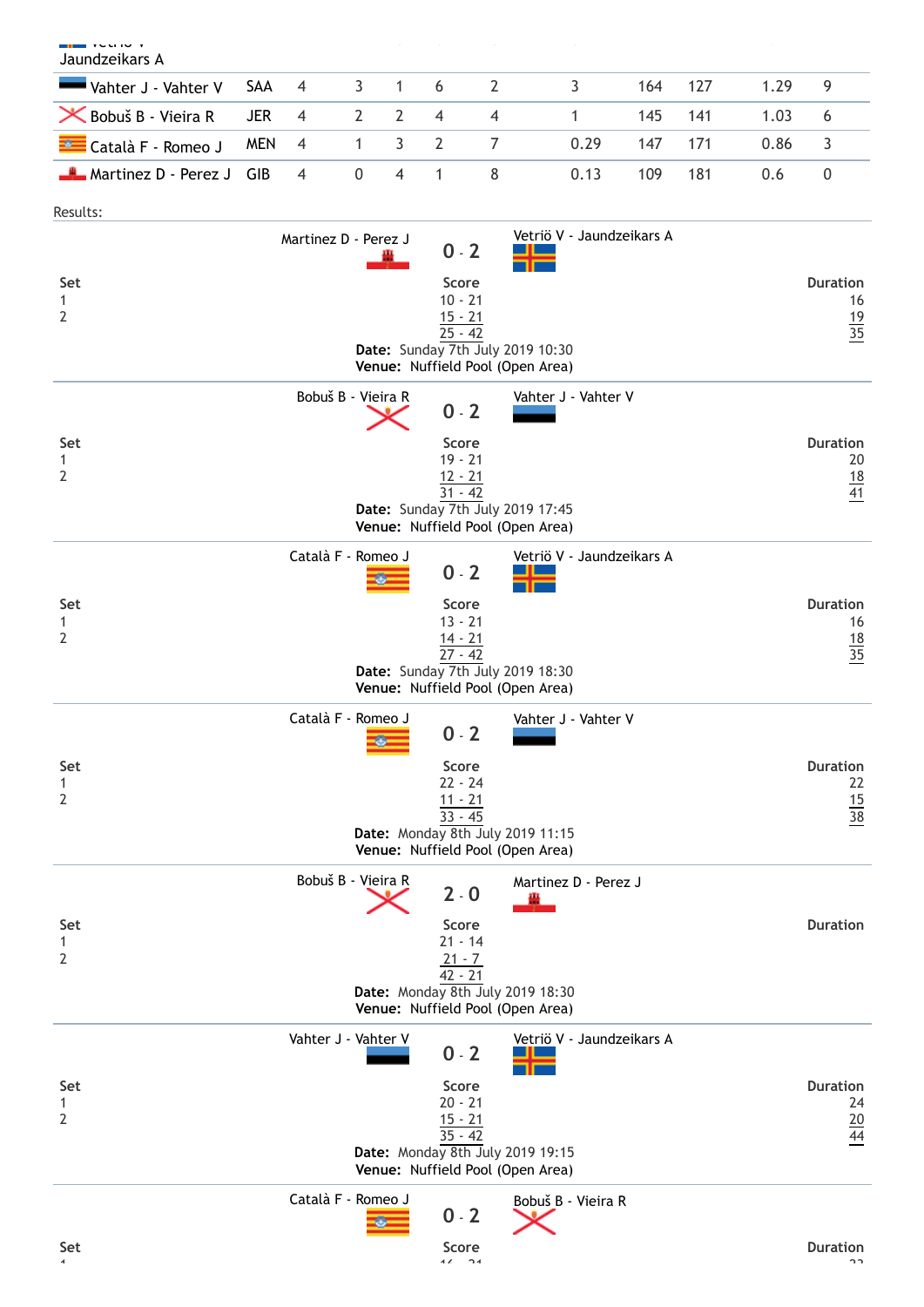| | | | | | | | | | | | |
|---|---|---|---|---|---|---|---|---|---|---|---|
| Vetriö V - Jaundzeikars A | | | | | | | | | | | |
| Vahter J - Vahter V | SAA | 4 | 3 | 1 | 6 | 2 | 3 | 164 | 127 | 1.29 | 9 |
| Bobuš B - Vieira R | JER | 4 | 2 | 2 | 4 | 4 | 1 | 145 | 141 | 1.03 | 6 |
| Català F - Romeo J | MEN | 4 | 1 | 3 | 2 | 7 | 0.29 | 147 | 171 | 0.86 | 3 |
| Martinez D - Perez J | GIB | 4 | 0 | 4 | 1 | 8 | 0.13 | 109 | 181 | 0.6 | 0 |

Results:

**Martinez D - Perez J 0 - 2 Vetriö V - Jaundzeikars A**

| Set | Score | Duration |
|---|---|---|
| 1 | 10 - 21 | 16 |
| 2 | 15 - 21 | 19 |
| | 25 - 42 | 35 |

**Date:** Sunday 7th July 2019 10:30
**Venue:** Nuffield Pool (Open Area)

**Bobuš B - Vieira R 0 - 2 Vahter J - Vahter V**

| Set | Score | Duration |
|---|---|---|
| 1 | 19 - 21 | 20 |
| 2 | 12 - 21 | 18 |
| | 31 - 42 | 41 |

**Date:** Sunday 7th July 2019 17:45
**Venue:** Nuffield Pool (Open Area)

**Català F - Romeo J 0 - 2 Vetriö V - Jaundzeikars A**

| Set | Score | Duration |
|---|---|---|
| 1 | 13 - 21 | 16 |
| 2 | 14 - 21 | 18 |
| | 27 - 42 | 35 |

**Date:** Sunday 7th July 2019 18:30
**Venue:** Nuffield Pool (Open Area)

**Català F - Romeo J 0 - 2 Vahter J - Vahter V**

| Set | Score | Duration |
|---|---|---|
| 1 | 22 - 24 | 22 |
| 2 | 11 - 21 | 15 |
| | 33 - 45 | 38 |

**Date:** Monday 8th July 2019 11:15
**Venue:** Nuffield Pool (Open Area)

**Bobuš B - Vieira R 2 - 0 Martinez D - Perez J**

| Set | Score | Duration |
|---|---|---|
| 1 | 21 - 14 | |
| 2 | 21 - 7 | |
| | 42 - 21 | |

**Date:** Monday 8th July 2019 18:30
**Venue:** Nuffield Pool (Open Area)

**Vahter J - Vahter V 0 - 2 Vetriö V - Jaundzeikars A**

| Set | Score | Duration |
|---|---|---|
| 1 | 20 - 21 | 24 |
| 2 | 15 - 21 | 20 |
| | 35 - 42 | 44 |

**Date:** Monday 8th July 2019 19:15
**Venue:** Nuffield Pool (Open Area)

**Català F - Romeo J 0 - 2 Bobuš B - Vieira R**

| Set | Score | Duration |
|---|---|---|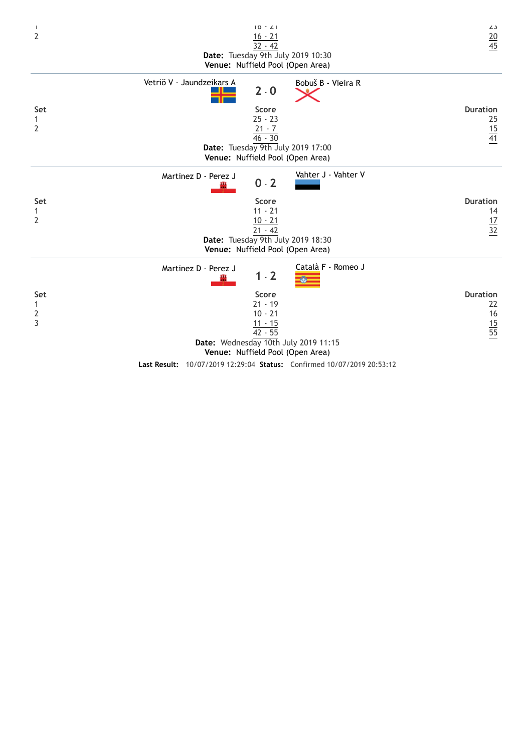| Set | Score | Duration |
| --- | --- | --- |
| 1 | 16 - 21 | 25 |
| 2 | 16 - 21 | 20 |
| | 32 - 42 | 45 |

**Date:** Tuesday 9th July 2019 10:30
**Venue:** Nuffield Pool (Open Area)

---

Vetriö V - Jaundzeikars A **2 - 0** Bobuš B - Vieira R

| Set | Score | Duration |
| --- | --- | --- |
| 1 | 25 - 23 | 25 |
| 2 | 21 - 7 | 15 |
| | 46 - 30 | 41 |

**Date:** Tuesday 9th July 2019 17:00
**Venue:** Nuffield Pool (Open Area)

---

Martinez D - Perez J **0 - 2** Vahter J - Vahter V

| Set | Score | Duration |
| --- | --- | --- |
| 1 | 11 - 21 | 14 |
| 2 | 10 - 21 | 17 |
| | 21 - 42 | 32 |

**Date:** Tuesday 9th July 2019 18:30
**Venue:** Nuffield Pool (Open Area)

---

Martinez D - Perez J **1 - 2** Català F - Romeo J

| Set | Score | Duration |
| --- | --- | --- |
| 1 | 21 - 19 | 22 |
| 2 | 10 - 21 | 16 |
| 3 | 11 - 15 | 15 |
| | 42 - 55 | 55 |

**Date:** Wednesday 10th July 2019 11:15
**Venue:** Nuffield Pool (Open Area)

**Last Result:** 10/07/2019 12:29:04 **Status:** Confirmed 10/07/2019 20:53:12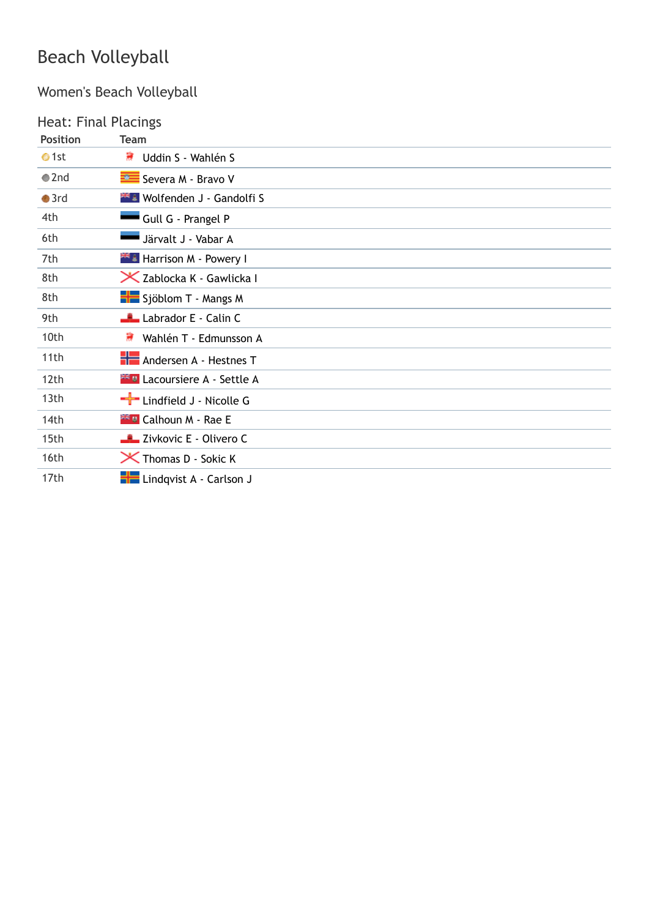# Beach Volleyball

## Women's Beach Volleyball

### Heat: Final Placings

| Position | Team |
| --- | --- |
| 1st | Uddin S - Wahlén S |
| 2nd | Severa M - Bravo V |
| 3rd | Wolfenden J - Gandolfi S |
| 4th | Gull G - Prangel P |
| 6th | Järvalt J - Vabar A |
| 7th | Harrison M - Powery I |
| 8th | Zablocka K - Gawlicka I |
| 8th | Sjöblom T - Mangs M |
| 9th | Labrador E - Calin C |
| 10th | Wahlén T - Edmunsson A |
| 11th | Andersen A - Hestnes T |
| 12th | Lacoursiere A - Settle A |
| 13th | Lindfield J - Nicolle G |
| 14th | Calhoun M - Rae E |
| 15th | Zivkovic E - Olivero C |
| 16th | Thomas D - Sokic K |
| 17th | Lindqvist A - Carlson J |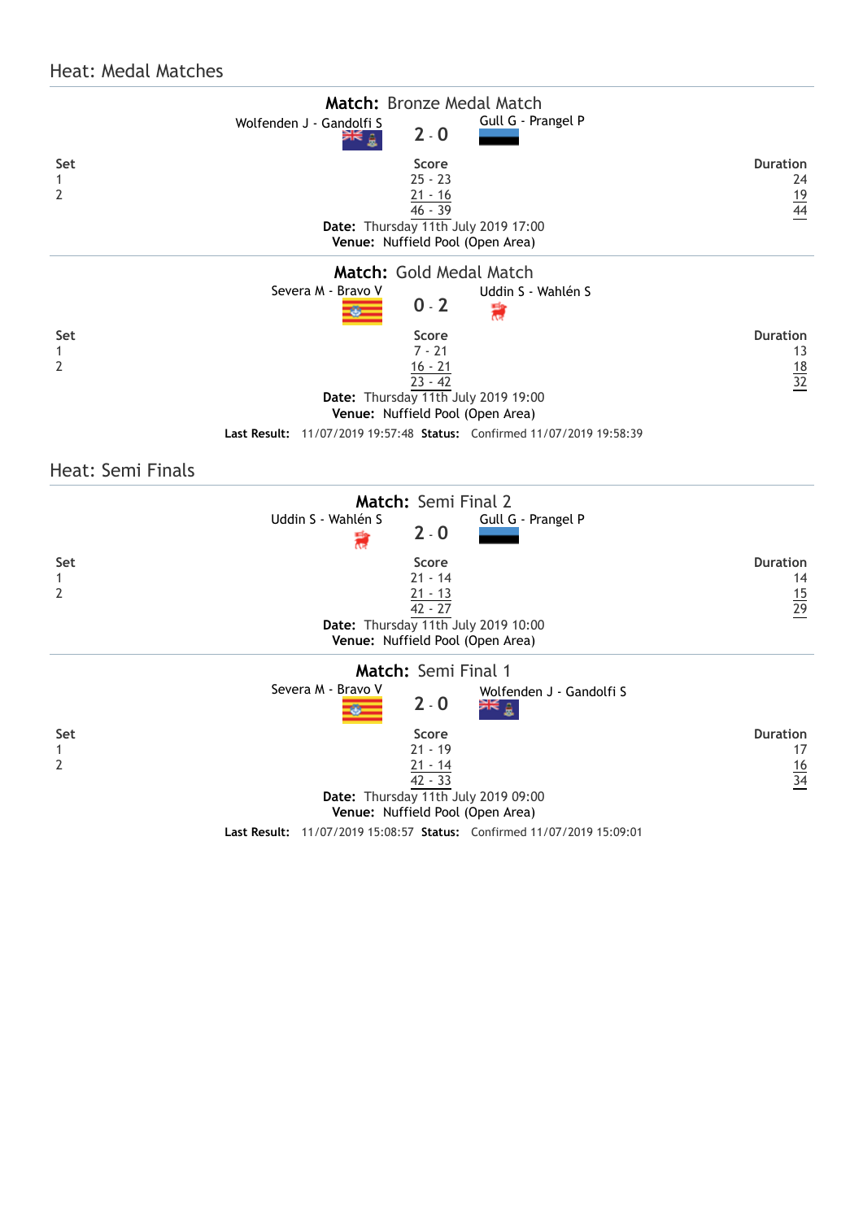## Heat: Medal Matches

### Match: Bronze Medal Match

Wolfenden J - Gandolfi S **2 - 0** Gull G - Prangel P

| Set | Score | Duration |
|---|---|---|
| 1 | 25 - 23 | 24 |
| 2 | 21 - 16 | 19 |
| | 46 - 39 | 44 |

**Date:** Thursday 11th July 2019 17:00
**Venue:** Nuffield Pool (Open Area)

### Match: Gold Medal Match

Severa M - Bravo V **0 - 2** Uddin S - Wahlén S

| Set | Score | Duration |
|---|---|---|
| 1 | 7 - 21 | 13 |
| 2 | 16 - 21 | 18 |
| | 23 - 42 | 32 |

**Date:** Thursday 11th July 2019 19:00
**Venue:** Nuffield Pool (Open Area)

**Last Result:** 11/07/2019 19:57:48 **Status:** Confirmed 11/07/2019 19:58:39

## Heat: Semi Finals

### Match: Semi Final 2

Uddin S - Wahlén S **2 - 0** Gull G - Prangel P

| Set | Score | Duration |
|---|---|---|
| 1 | 21 - 14 | 14 |
| 2 | 21 - 13 | 15 |
| | 42 - 27 | 29 |

**Date:** Thursday 11th July 2019 10:00
**Venue:** Nuffield Pool (Open Area)

### Match: Semi Final 1

Severa M - Bravo V **2 - 0** Wolfenden J - Gandolfi S

| Set | Score | Duration |
|---|---|---|
| 1 | 21 - 19 | 17 |
| 2 | 21 - 14 | 16 |
| | 42 - 33 | 34 |

**Date:** Thursday 11th July 2019 09:00
**Venue:** Nuffield Pool (Open Area)

**Last Result:** 11/07/2019 15:08:57 **Status:** Confirmed 11/07/2019 15:09:01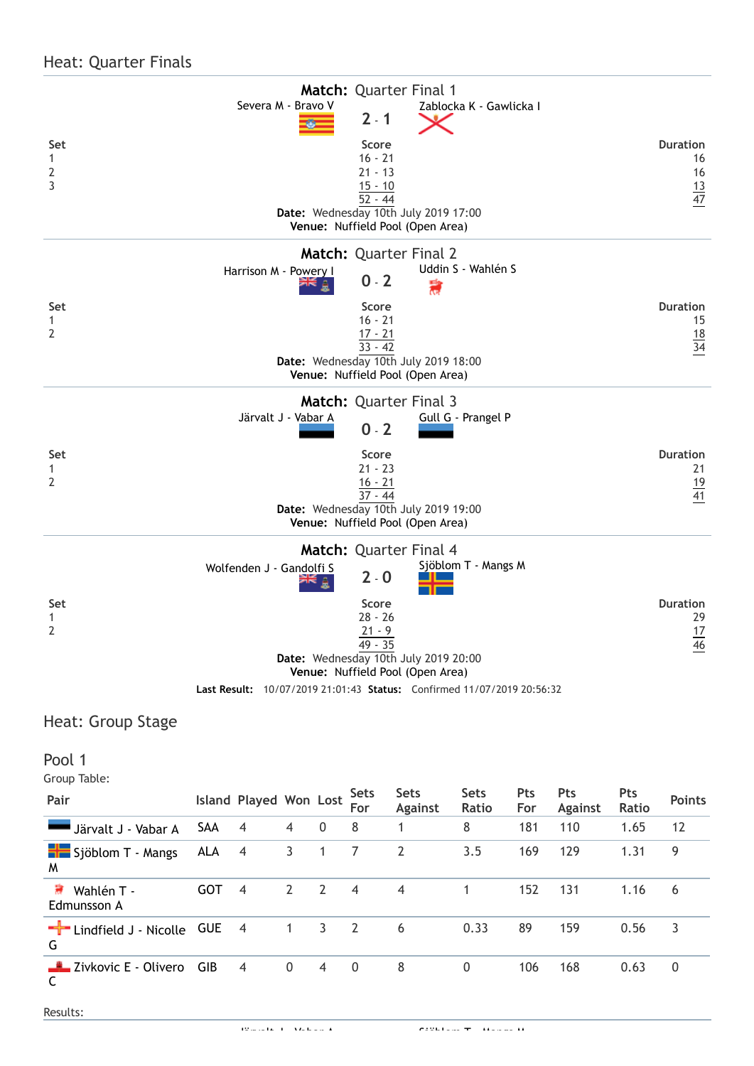## Heat: Quarter Finals

### Match: Quarter Final 1

Severa M - Bravo V **2 - 1** Zablocka K - Gawlicka I

| Set | Score | Duration |
|---|---|---|
| 1 | 16 - 21 | 16 |
| 2 | 21 - 13 | 16 |
| 3 | 15 - 10 | 13 |
| | 52 - 44 | 47 |

**Date:** Wednesday 10th July 2019 17:00
**Venue:** Nuffield Pool (Open Area)

### Match: Quarter Final 2

Harrison M - Powery I **0 - 2** Uddin S - Wahlén S

| Set | Score | Duration |
|---|---|---|
| 1 | 16 - 21 | 15 |
| 2 | 17 - 21 | 18 |
| | 33 - 42 | 34 |

**Date:** Wednesday 10th July 2019 18:00
**Venue:** Nuffield Pool (Open Area)

### Match: Quarter Final 3

Järvalt J - Vabar A **0 - 2** Gull G - Prangel P

| Set | Score | Duration |
|---|---|---|
| 1 | 21 - 23 | 21 |
| 2 | 16 - 21 | 19 |
| | 37 - 44 | 41 |

**Date:** Wednesday 10th July 2019 19:00
**Venue:** Nuffield Pool (Open Area)

### Match: Quarter Final 4

Wolfenden J - Gandolfi S **2 - 0** Sjöblom T - Mangs M

| Set | Score | Duration |
|---|---|---|
| 1 | 28 - 26 | 29 |
| 2 | 21 - 9 | 17 |
| | 49 - 35 | 46 |

**Date:** Wednesday 10th July 2019 20:00
**Venue:** Nuffield Pool (Open Area)

**Last Result:** 10/07/2019 21:01:43 **Status:** Confirmed 11/07/2019 20:56:32

## Heat: Group Stage

### Pool 1

Group Table:

| Pair | Island | Played | Won | Lost | Sets For | Sets Against | Sets Ratio | Pts For | Pts Against | Pts Ratio | Points |
|---|---|---|---|---|---|---|---|---|---|---|---|
| Järvalt J - Vabar A | SAA | 4 | 4 | 0 | 8 | 1 | 8 | 181 | 110 | 1.65 | 12 |
| Sjöblom T - Mangs M | ALA | 4 | 3 | 1 | 7 | 2 | 3.5 | 169 | 129 | 1.31 | 9 |
| Wahlén T - Edmunsson A | GOT | 4 | 2 | 2 | 4 | 4 | 1 | 152 | 131 | 1.16 | 6 |
| Lindfield J - Nicolle G | GUE | 4 | 1 | 3 | 2 | 6 | 0.33 | 89 | 159 | 0.56 | 3 |
| Zivkovic E - Olivero C | GIB | 4 | 0 | 4 | 0 | 8 | 0 | 106 | 168 | 0.63 | 0 |

Results: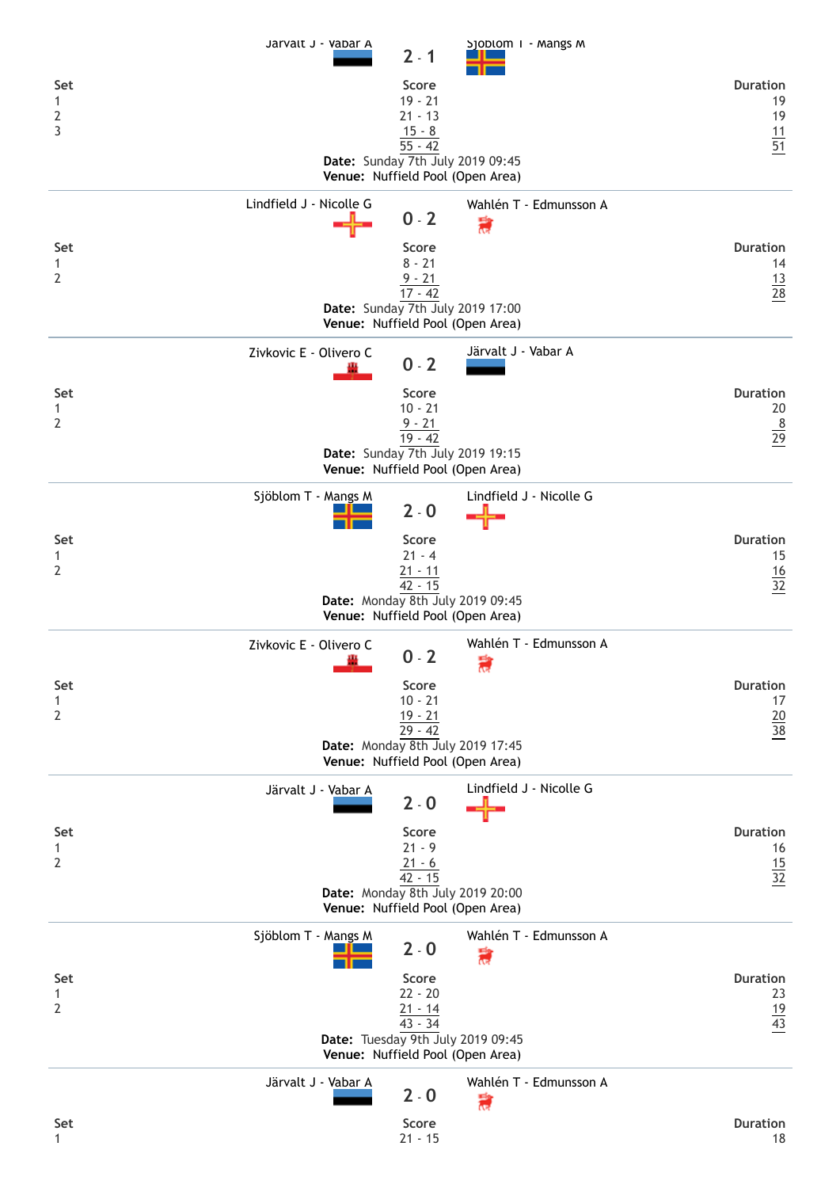Järvalt J - Vabar A **2 - 1** Sjöblom T - Mangs M

| Set | Score | Duration |
|---|---|---|
| 1 | 19 - 21 | 19 |
| 2 | 21 - 13 | 19 |
| 3 | 15 - 8 | 11 |
| | 55 - 42 | 51 |

**Date:** Sunday 7th July 2019 09:45
**Venue:** Nuffield Pool (Open Area)

---

Lindfield J - Nicolle G **0 - 2** Wahlén T - Edmunsson A

| Set | Score | Duration |
|---|---|---|
| 1 | 8 - 21 | 14 |
| 2 | 9 - 21 | 13 |
| | 17 - 42 | 28 |

**Date:** Sunday 7th July 2019 17:00
**Venue:** Nuffield Pool (Open Area)

---

Zivkovic E - Olivero C **0 - 2** Järvalt J - Vabar A

| Set | Score | Duration |
|---|---|---|
| 1 | 10 - 21 | 20 |
| 2 | 9 - 21 | 8 |
| | 19 - 42 | 29 |

**Date:** Sunday 7th July 2019 19:15
**Venue:** Nuffield Pool (Open Area)

---

Sjöblom T - Mangs M **2 - 0** Lindfield J - Nicolle G

| Set | Score | Duration |
|---|---|---|
| 1 | 21 - 4 | 15 |
| 2 | 21 - 11 | 16 |
| | 42 - 15 | 32 |

**Date:** Monday 8th July 2019 09:45
**Venue:** Nuffield Pool (Open Area)

---

Zivkovic E - Olivero C **0 - 2** Wahlén T - Edmunsson A

| Set | Score | Duration |
|---|---|---|
| 1 | 10 - 21 | 17 |
| 2 | 19 - 21 | 20 |
| | 29 - 42 | 38 |

**Date:** Monday 8th July 2019 17:45
**Venue:** Nuffield Pool (Open Area)

---

Järvalt J - Vabar A **2 - 0** Lindfield J - Nicolle G

| Set | Score | Duration |
|---|---|---|
| 1 | 21 - 9 | 16 |
| 2 | 21 - 6 | 15 |
| | 42 - 15 | 32 |

**Date:** Monday 8th July 2019 20:00
**Venue:** Nuffield Pool (Open Area)

---

Sjöblom T - Mangs M **2 - 0** Wahlén T - Edmunsson A

| Set | Score | Duration |
|---|---|---|
| 1 | 22 - 20 | 23 |
| 2 | 21 - 14 | 19 |
| | 43 - 34 | 43 |

**Date:** Tuesday 9th July 2019 09:45
**Venue:** Nuffield Pool (Open Area)

---

Järvalt J - Vabar A **2 - 0** Wahlén T - Edmunsson A

| Set | Score | Duration |
|---|---|---|
| 1 | 21 - 15 | 18 |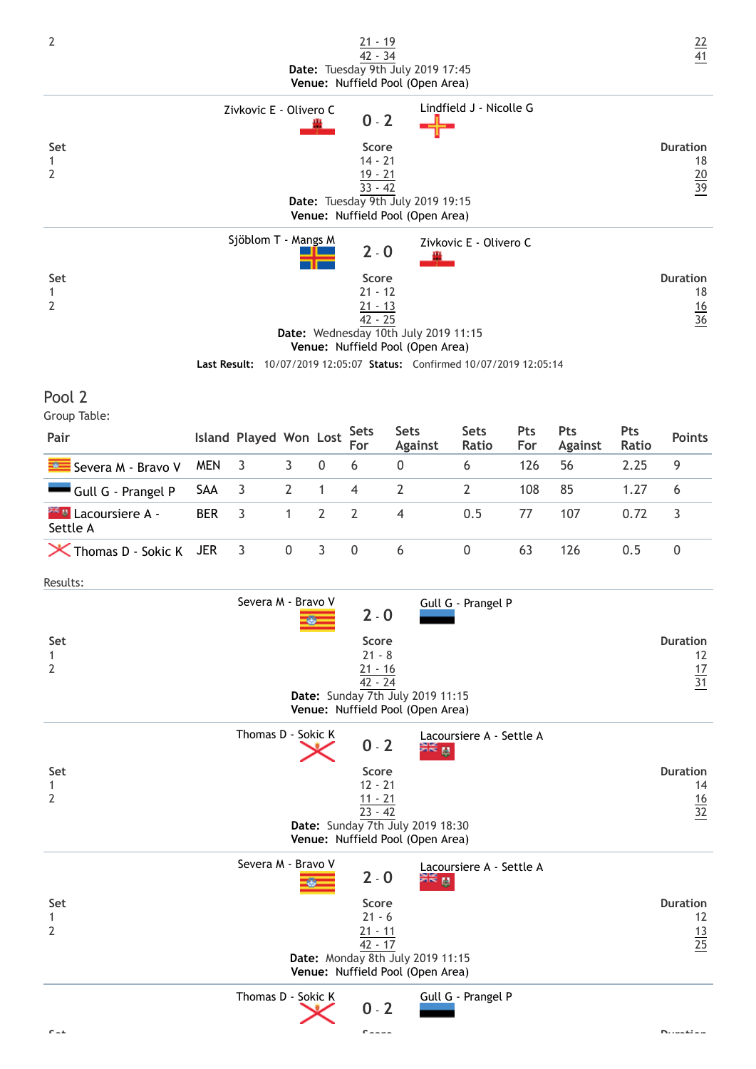| | | |
|---|---|---|
| 2 | 21 - 19 | 22 |
| | 42 - 34 | 41 |

**Date:** Tuesday 9th July 2019 17:45
**Venue:** Nuffield Pool (Open Area)

---

Zivkovic E - Olivero C **0 - 2** Lindfield J - Nicolle G

| Set | Score | Duration |
|---|---|---|
| 1 | 14 - 21 | 18 |
| 2 | 19 - 21 | 20 |
| | 33 - 42 | 39 |

**Date:** Tuesday 9th July 2019 19:15
**Venue:** Nuffield Pool (Open Area)

---

Sjöblom T - Mangs M **2 - 0** Zivkovic E - Olivero C

| Set | Score | Duration |
|---|---|---|
| 1 | 21 - 12 | 18 |
| 2 | 21 - 13 | 16 |
| | 42 - 25 | 36 |

**Date:** Wednesday 10th July 2019 11:15
**Venue:** Nuffield Pool (Open Area)

**Last Result:** 10/07/2019 12:05:07 **Status:** Confirmed 10/07/2019 12:05:14

## Pool 2

Group Table:

| Pair | Island | Played | Won | Lost | Sets For | Sets Against | Sets Ratio | Pts For | Pts Against | Pts Ratio | Points |
|---|---|---|---|---|---|---|---|---|---|---|---|
| Severa M - Bravo V | MEN | 3 | 3 | 0 | 6 | 0 | 6 | 126 | 56 | 2.25 | 9 |
| Gull G - Prangel P | SAA | 3 | 2 | 1 | 4 | 2 | 2 | 108 | 85 | 1.27 | 6 |
| Lacoursiere A - Settle A | BER | 3 | 1 | 2 | 2 | 4 | 0.5 | 77 | 107 | 0.72 | 3 |
| Thomas D - Sokic K | JER | 3 | 0 | 3 | 0 | 6 | 0 | 63 | 126 | 0.5 | 0 |

Results:

Severa M - Bravo V **2 - 0** Gull G - Prangel P

| Set | Score | Duration |
|---|---|---|
| 1 | 21 - 8 | 12 |
| 2 | 21 - 16 | 17 |
| | 42 - 24 | 31 |

**Date:** Sunday 7th July 2019 11:15
**Venue:** Nuffield Pool (Open Area)

---

Thomas D - Sokic K **0 - 2** Lacoursiere A - Settle A

| Set | Score | Duration |
|---|---|---|
| 1 | 12 - 21 | 14 |
| 2 | 11 - 21 | 16 |
| | 23 - 42 | 32 |

**Date:** Sunday 7th July 2019 18:30
**Venue:** Nuffield Pool (Open Area)

---

Severa M - Bravo V **2 - 0** Lacoursiere A - Settle A

| Set | Score | Duration |
|---|---|---|
| 1 | 21 - 6 | 12 |
| 2 | 21 - 11 | 13 |
| | 42 - 17 | 25 |

**Date:** Monday 8th July 2019 11:15
**Venue:** Nuffield Pool (Open Area)

---

Thomas D - Sokic K **0 - 2** Gull G - Prangel P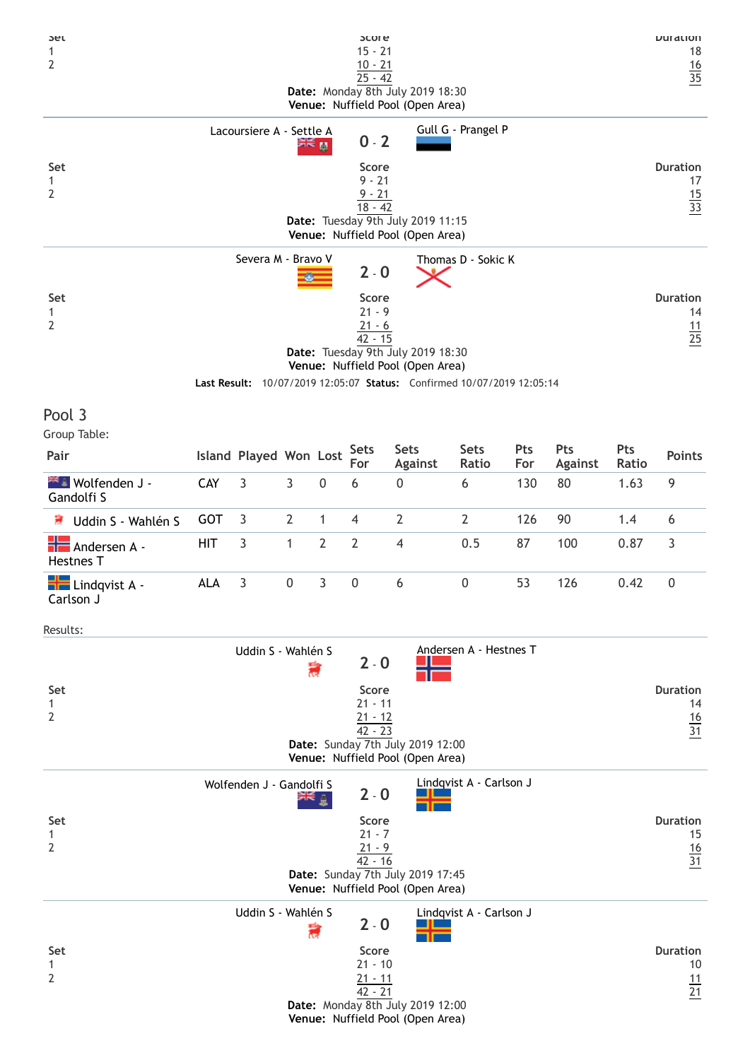| Set | Score | Duration |
|---|---|---|
| 1 | 15 - 21 | 18 |
| 2 | 10 - 21 | 16 |
| | 25 - 42 | 35 |

**Date:** Monday 8th July 2019 18:30
**Venue:** Nuffield Pool (Open Area)

---

Lacoursiere A - Settle A **0 - 2** Gull G - Prangel P

| Set | Score | Duration |
|---|---|---|
| 1 | 9 - 21 | 17 |
| 2 | 9 - 21 | 15 |
| | 18 - 42 | 33 |

**Date:** Tuesday 9th July 2019 11:15
**Venue:** Nuffield Pool (Open Area)

---

Severa M - Bravo V **2 - 0** Thomas D - Sokic K

| Set | Score | Duration |
|---|---|---|
| 1 | 21 - 9 | 14 |
| 2 | 21 - 6 | 11 |
| | 42 - 15 | 25 |

**Date:** Tuesday 9th July 2019 18:30
**Venue:** Nuffield Pool (Open Area)

**Last Result:** 10/07/2019 12:05:07 **Status:** Confirmed 10/07/2019 12:05:14

## Pool 3

Group Table:

| Pair | Island | Played | Won | Lost | Sets For | Sets Against | Sets Ratio | Pts For | Pts Against | Pts Ratio | Points |
|---|---|---|---|---|---|---|---|---|---|---|---|
| Wolfenden J - Gandolfi S | CAY | 3 | 3 | 0 | 6 | 0 | 6 | 130 | 80 | 1.63 | 9 |
| Uddin S - Wahlén S | GOT | 3 | 2 | 1 | 4 | 2 | 2 | 126 | 90 | 1.4 | 6 |
| Andersen A - Hestnes T | HIT | 3 | 1 | 2 | 2 | 4 | 0.5 | 87 | 100 | 0.87 | 3 |
| Lindqvist A - Carlson J | ALA | 3 | 0 | 3 | 0 | 6 | 0 | 53 | 126 | 0.42 | 0 |

Results:

Uddin S - Wahlén S **2 - 0** Andersen A - Hestnes T

| Set | Score | Duration |
|---|---|---|
| 1 | 21 - 11 | 14 |
| 2 | 21 - 12 | 16 |
| | 42 - 23 | 31 |

**Date:** Sunday 7th July 2019 12:00
**Venue:** Nuffield Pool (Open Area)

---

Wolfenden J - Gandolfi S **2 - 0** Lindqvist A - Carlson J

| Set | Score | Duration |
|---|---|---|
| 1 | 21 - 7 | 15 |
| 2 | 21 - 9 | 16 |
| | 42 - 16 | 31 |

**Date:** Sunday 7th July 2019 17:45
**Venue:** Nuffield Pool (Open Area)

---

Uddin S - Wahlén S **2 - 0** Lindqvist A - Carlson J

| Set | Score | Duration |
|---|---|---|
| 1 | 21 - 10 | 10 |
| 2 | 21 - 11 | 11 |
| | 42 - 21 | 21 |

**Date:** Monday 8th July 2019 12:00
**Venue:** Nuffield Pool (Open Area)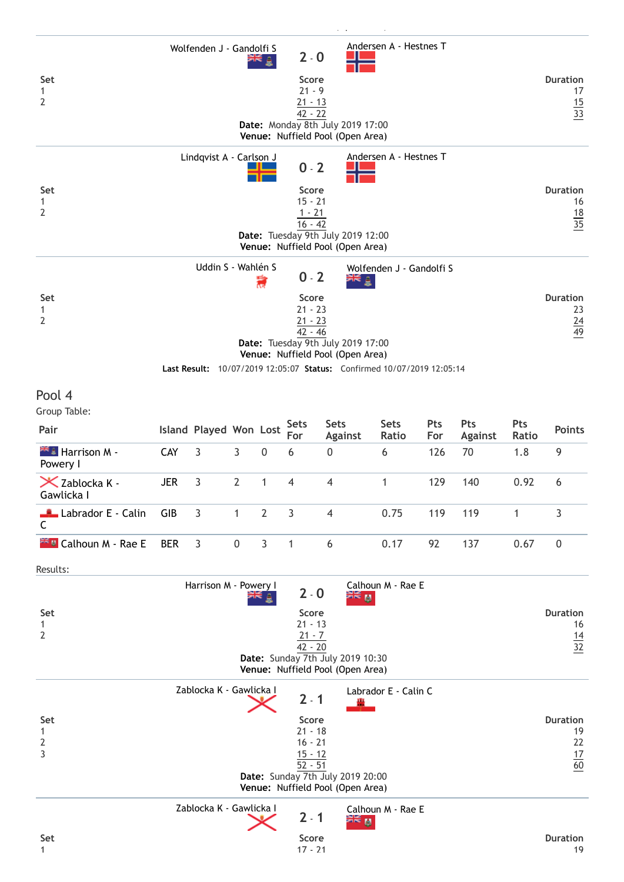Wolfenden J - Gandolfi S **2 - 0** Andersen A - Hestnes T

| Set | Score | Duration |
|---|---|---|
| 1 | 21 - 9 | 17 |
| 2 | 21 - 13 | 15 |
| | 42 - 22 | 33 |

**Date:** Monday 8th July 2019 17:00
**Venue:** Nuffield Pool (Open Area)

---

Lindqvist A - Carlson J **0 - 2** Andersen A - Hestnes T

| Set | Score | Duration |
|---|---|---|
| 1 | 15 - 21 | 16 |
| 2 | 1 - 21 | 18 |
| | 16 - 42 | 35 |

**Date:** Tuesday 9th July 2019 12:00
**Venue:** Nuffield Pool (Open Area)

---

Uddin S - Wahlén S **0 - 2** Wolfenden J - Gandolfi S

| Set | Score | Duration |
|---|---|---|
| 1 | 21 - 23 | 23 |
| 2 | 21 - 23 | 24 |
| | 42 - 46 | 49 |

**Date:** Tuesday 9th July 2019 17:00
**Venue:** Nuffield Pool (Open Area)

**Last Result:** 10/07/2019 12:05:07 **Status:** Confirmed 10/07/2019 12:05:14

## Pool 4

Group Table:

| Pair | Island | Played | Won | Lost | Sets For | Sets Against | Sets Ratio | Pts For | Pts Against | Pts Ratio | Points |
|---|---|---|---|---|---|---|---|---|---|---|---|
| Harrison M - Powery I | CAY | 3 | 3 | 0 | 6 | 0 | 6 | 126 | 70 | 1.8 | 9 |
| Zablocka K - Gawlicka I | JER | 3 | 2 | 1 | 4 | 4 | 1 | 129 | 140 | 0.92 | 6 |
| Labrador E - Calin C | GIB | 3 | 1 | 2 | 3 | 4 | 0.75 | 119 | 119 | 1 | 3 |
| Calhoun M - Rae E | BER | 3 | 0 | 3 | 1 | 6 | 0.17 | 92 | 137 | 0.67 | 0 |

Results:

Harrison M - Powery I **2 - 0** Calhoun M - Rae E

| Set | Score | Duration |
|---|---|---|
| 1 | 21 - 13 | 16 |
| 2 | 21 - 7 | 14 |
| | 42 - 20 | 32 |

**Date:** Sunday 7th July 2019 10:30
**Venue:** Nuffield Pool (Open Area)

---

Zablocka K - Gawlicka I **2 - 1** Labrador E - Calin C

| Set | Score | Duration |
|---|---|---|
| 1 | 21 - 18 | 19 |
| 2 | 16 - 21 | 22 |
| 3 | 15 - 12 | 17 |
| | 52 - 51 | 60 |

**Date:** Sunday 7th July 2019 20:00
**Venue:** Nuffield Pool (Open Area)

---

Zablocka K - Gawlicka I **2 - 1** Calhoun M - Rae E

| Set | Score | Duration |
|---|---|---|
| 1 | 17 - 21 | 19 |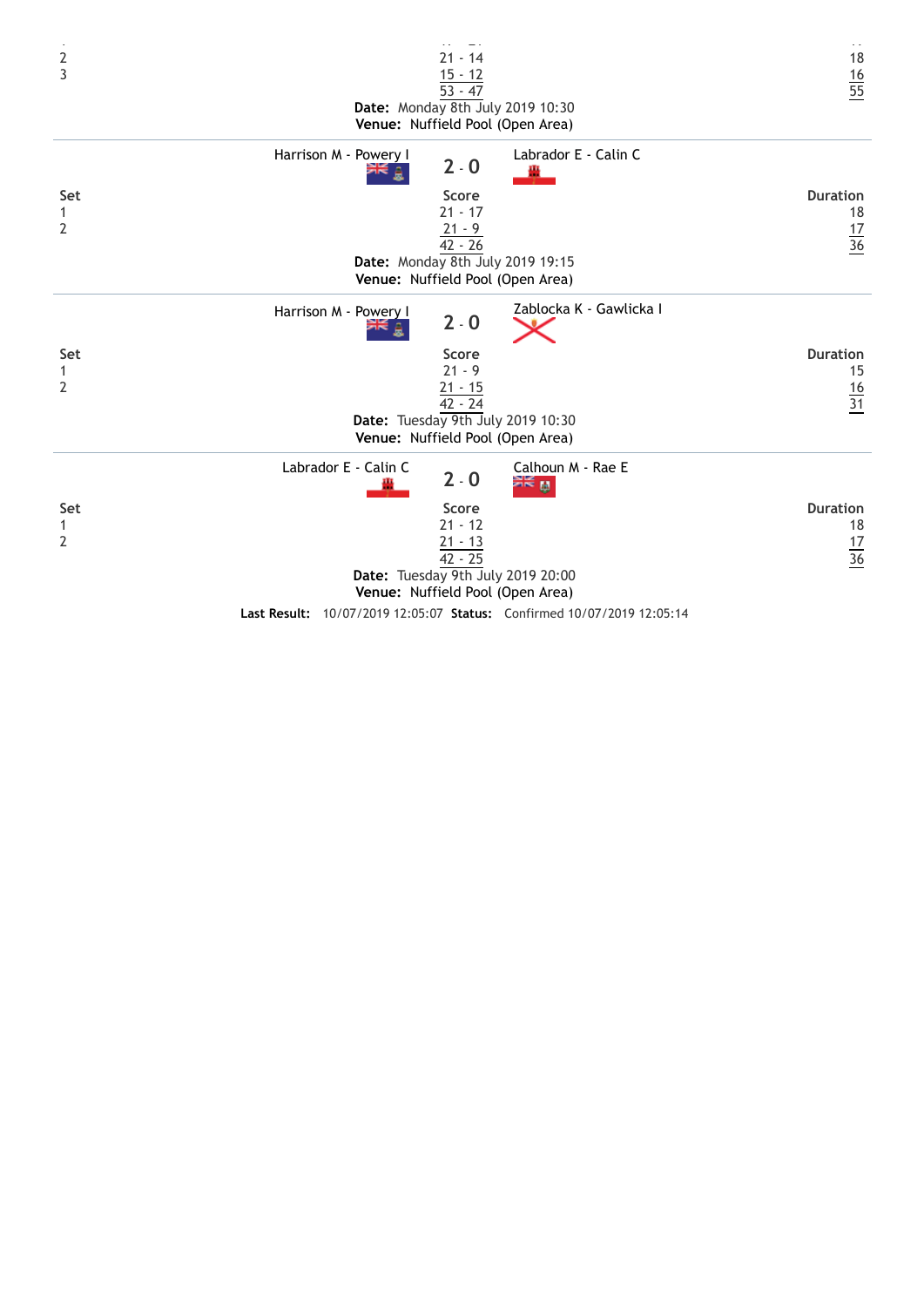| Set | Score | Duration |
|---|---|---|
| 2 | 21 - 14 | 18 |
| 3 | 15 - 12 | 16 |
| | 53 - 47 | 55 |

**Date:** Monday 8th July 2019 10:30
**Venue:** Nuffield Pool (Open Area)

---

Harrison M - Powery I **2 - 0** Labrador E - Calin C

| Set | Score | Duration |
|---|---|---|
| 1 | 21 - 17 | 18 |
| 2 | 21 - 9 | 17 |
| | 42 - 26 | 36 |

**Date:** Monday 8th July 2019 19:15
**Venue:** Nuffield Pool (Open Area)

---

Harrison M - Powery I **2 - 0** Zablocka K - Gawlicka I

| Set | Score | Duration |
|---|---|---|
| 1 | 21 - 9 | 15 |
| 2 | 21 - 15 | 16 |
| | 42 - 24 | 31 |

**Date:** Tuesday 9th July 2019 10:30
**Venue:** Nuffield Pool (Open Area)

---

Labrador E - Calin C **2 - 0** Calhoun M - Rae E

| Set | Score | Duration |
|---|---|---|
| 1 | 21 - 12 | 18 |
| 2 | 21 - 13 | 17 |
| | 42 - 25 | 36 |

**Date:** Tuesday 9th July 2019 20:00
**Venue:** Nuffield Pool (Open Area)

**Last Result:** 10/07/2019 12:05:07 **Status:** Confirmed 10/07/2019 12:05:14